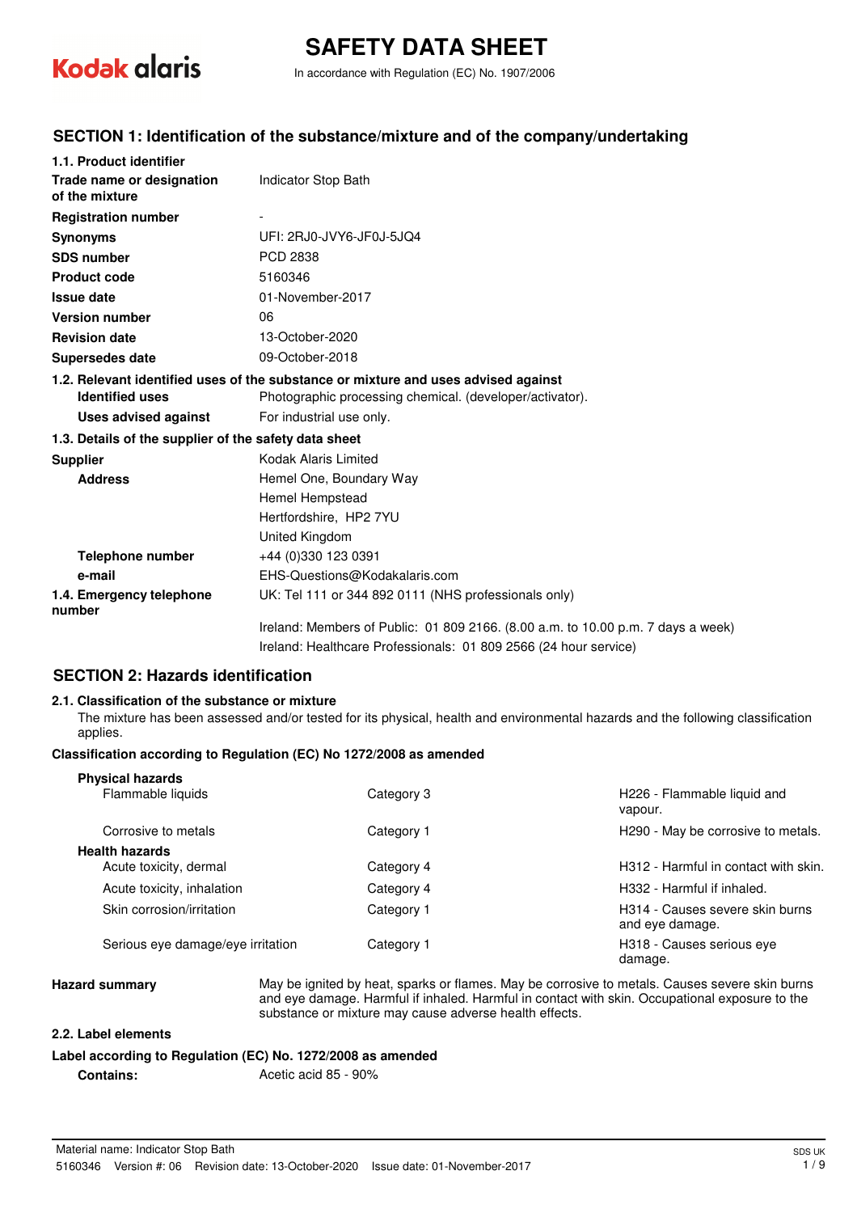Kodak alaris

# SAFETY DATA SHEET

In accordance with Regulation (EC) No. 1907/2006

## SECTION 1: Identification of the substance/mixture and of the company/undertaking

**1.1. Product identifier**

| | |
|---|---|
| **Trade name or designation of the mixture** | Indicator Stop Bath |
| **Registration number** | - |
| **Synonyms** | UFI: 2RJ0-JVY6-JF0J-5JQ4 |
| **SDS number** | PCD 2838 |
| **Product code** | 5160346 |
| **Issue date** | 01-November-2017 |
| **Version number** | 06 |
| **Revision date** | 13-October-2020 |
| **Supersedes date** | 09-October-2018 |

**1.2. Relevant identified uses of the substance or mixture and uses advised against**

| | |
|---|---|
| **Identified uses** | Photographic processing chemical. (developer/activator). |
| **Uses advised against** | For industrial use only. |

**1.3. Details of the supplier of the safety data sheet**

| | |
|---|---|
| **Supplier** | Kodak Alaris Limited |
| **Address** | Hemel One, Boundary Way<br>Hemel Hempstead<br>Hertfordshire, HP2 7YU<br>United Kingdom |
| **Telephone number** | +44 (0)330 123 0391 |
| **e-mail** | EHS-Questions@Kodakalaris.com |
| **1.4. Emergency telephone number** | UK: Tel 111 or 344 892 0111 (NHS professionals only)<br>Ireland: Members of Public: 01 809 2166. (8.00 a.m. to 10.00 p.m. 7 days a week)<br>Ireland: Healthcare Professionals: 01 809 2566 (24 hour service) |

## SECTION 2: Hazards identification

**2.1. Classification of the substance or mixture**

The mixture has been assessed and/or tested for its physical, health and environmental hazards and the following classification applies.

**Classification according to Regulation (EC) No 1272/2008 as amended**

| | | |
|---|---|---|
| **Physical hazards** | | |
| Flammable liquids | Category 3 | H226 - Flammable liquid and vapour. |
| Corrosive to metals | Category 1 | H290 - May be corrosive to metals. |
| **Health hazards** | | |
| Acute toxicity, dermal | Category 4 | H312 - Harmful in contact with skin. |
| Acute toxicity, inhalation | Category 4 | H332 - Harmful if inhaled. |
| Skin corrosion/irritation | Category 1 | H314 - Causes severe skin burns and eye damage. |
| Serious eye damage/eye irritation | Category 1 | H318 - Causes serious eye damage. |

**Hazard summary** May be ignited by heat, sparks or flames. May be corrosive to metals. Causes severe skin burns and eye damage. Harmful if inhaled. Harmful in contact with skin. Occupational exposure to the substance or mixture may cause adverse health effects.

**2.2. Label elements**

**Label according to Regulation (EC) No. 1272/2008 as amended**

**Contains:** Acetic acid 85 - 90%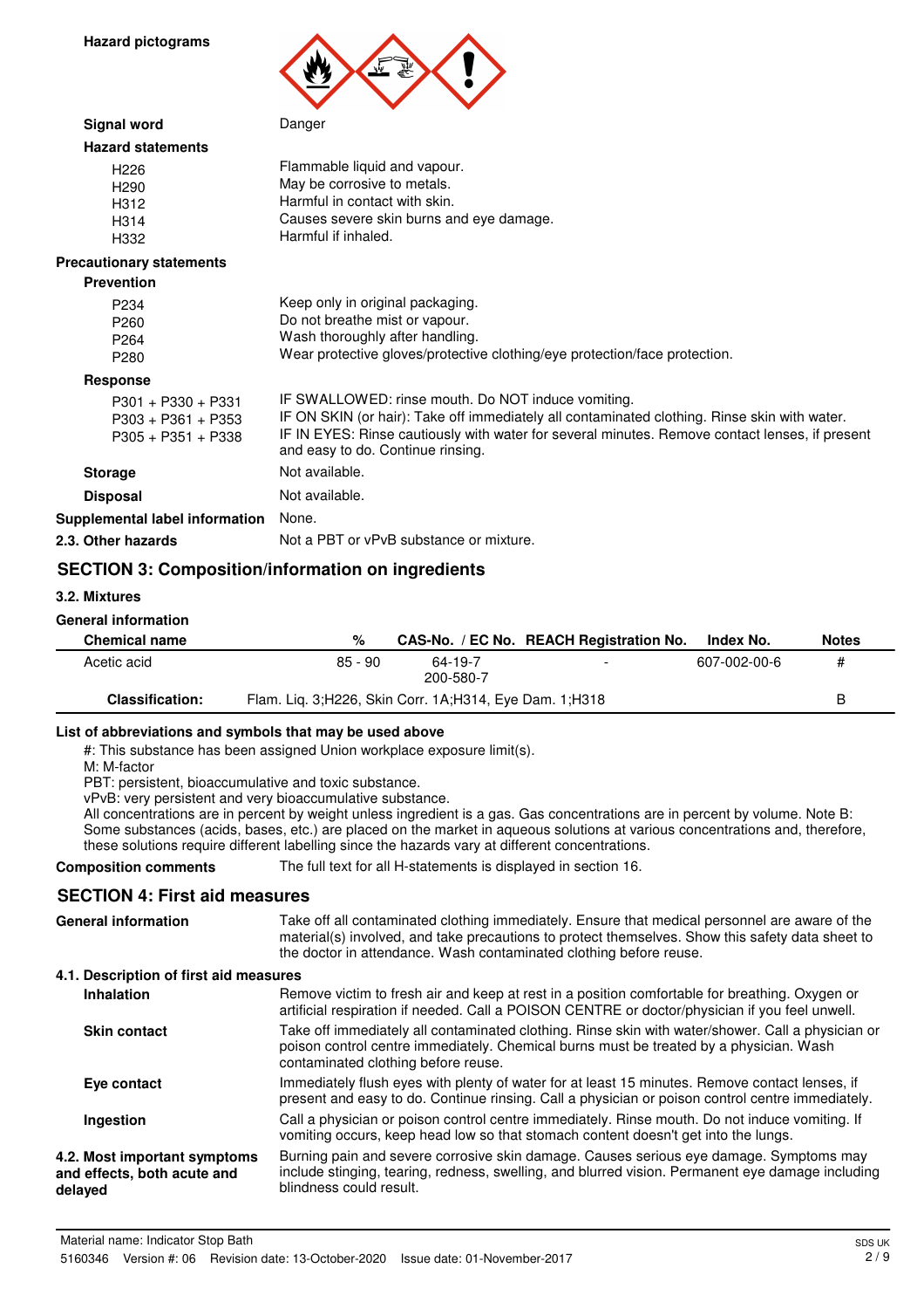**Hazard pictograms**

**Signal word** Danger

**Hazard statements**

| | |
|---|---|
| H226 | Flammable liquid and vapour. |
| H290 | May be corrosive to metals. |
| H312 | Harmful in contact with skin. |
| H314 | Causes severe skin burns and eye damage. |
| H332 | Harmful if inhaled. |

**Precautionary statements**

**Prevention**

| | |
|---|---|
| P234 | Keep only in original packaging. |
| P260 | Do not breathe mist or vapour. |
| P264 | Wash thoroughly after handling. |
| P280 | Wear protective gloves/protective clothing/eye protection/face protection. |

**Response**

| | |
|---|---|
| P301 + P330 + P331 | IF SWALLOWED: rinse mouth. Do NOT induce vomiting. |
| P303 + P361 + P353 | IF ON SKIN (or hair): Take off immediately all contaminated clothing. Rinse skin with water. |
| P305 + P351 + P338 | IF IN EYES: Rinse cautiously with water for several minutes. Remove contact lenses, if present and easy to do. Continue rinsing. |

**Storage** Not available.

**Disposal** Not available.

**Supplemental label information** None.

**2.3. Other hazards** Not a PBT or vPvB substance or mixture.

## SECTION 3: Composition/information on ingredients

### 3.2. Mixtures

**General information**

| Chemical name | % | CAS-No. / EC No. | REACH Registration No. | Index No. | Notes |
|---|---|---|---|---|---|
| Acetic acid | 85 - 90 | 64-19-7<br>200-580-7 | - | 607-002-00-6 | # |
| **Classification:** | Flam. Liq. 3;H226, Skin Corr. 1A;H314, Eye Dam. 1;H318 | | | | B |

**List of abbreviations and symbols that may be used above**

#: This substance has been assigned Union workplace exposure limit(s).
M: M-factor
PBT: persistent, bioaccumulative and toxic substance.
vPvB: very persistent and very bioaccumulative substance.
All concentrations are in percent by weight unless ingredient is a gas. Gas concentrations are in percent by volume. Note B: Some substances (acids, bases, etc.) are placed on the market in aqueous solutions at various concentrations and, therefore, these solutions require different labelling since the hazards vary at different concentrations.

**Composition comments** The full text for all H-statements is displayed in section 16.

## SECTION 4: First aid measures

**General information** Take off all contaminated clothing immediately. Ensure that medical personnel are aware of the material(s) involved, and take precautions to protect themselves. Show this safety data sheet to the doctor in attendance. Wash contaminated clothing before reuse.

### 4.1. Description of first aid measures

**Inhalation** Remove victim to fresh air and keep at rest in a position comfortable for breathing. Oxygen or artificial respiration if needed. Call a POISON CENTRE or doctor/physician if you feel unwell.

**Skin contact** Take off immediately all contaminated clothing. Rinse skin with water/shower. Call a physician or poison control centre immediately. Chemical burns must be treated by a physician. Wash contaminated clothing before reuse.

**Eye contact** Immediately flush eyes with plenty of water for at least 15 minutes. Remove contact lenses, if present and easy to do. Continue rinsing. Call a physician or poison control centre immediately.

**Ingestion** Call a physician or poison control centre immediately. Rinse mouth. Do not induce vomiting. If vomiting occurs, keep head low so that stomach content doesn't get into the lungs.

**4.2. Most important symptoms and effects, both acute and delayed** Burning pain and severe corrosive skin damage. Causes serious eye damage. Symptoms may include stinging, tearing, redness, swelling, and blurred vision. Permanent eye damage including blindness could result.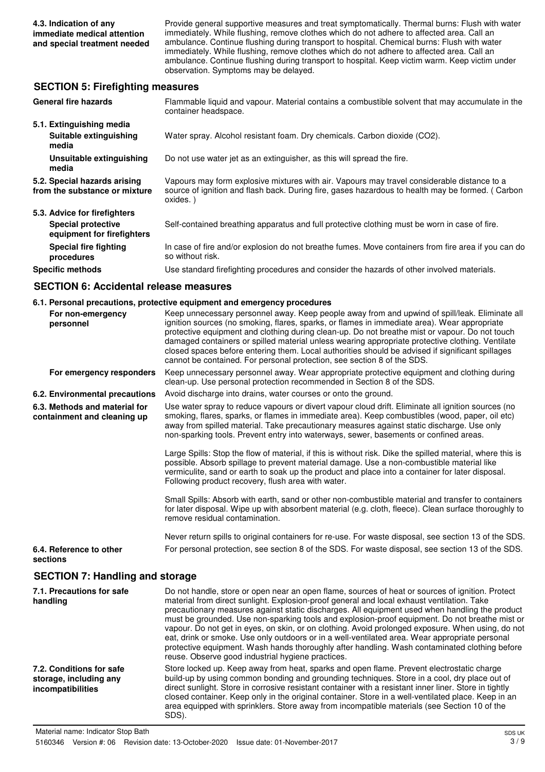**4.3. Indication of any immediate medical attention and special treatment needed**

Provide general supportive measures and treat symptomatically. Thermal burns: Flush with water immediately. While flushing, remove clothes which do not adhere to affected area. Call an ambulance. Continue flushing during transport to hospital. Chemical burns: Flush with water immediately. While flushing, remove clothes which do not adhere to affected area. Call an ambulance. Continue flushing during transport to hospital. Keep victim warm. Keep victim under observation. Symptoms may be delayed.

## SECTION 5: Firefighting measures

**General fire hazards**

Flammable liquid and vapour. Material contains a combustible solvent that may accumulate in the container headspace.

**5.1. Extinguishing media**

**Suitable extinguishing media**

Water spray. Alcohol resistant foam. Dry chemicals. Carbon dioxide ($CO_2$).

**Unsuitable extinguishing media**

Do not use water jet as an extinguisher, as this will spread the fire.

**5.2. Special hazards arising from the substance or mixture**

Vapours may form explosive mixtures with air. Vapours may travel considerable distance to a source of ignition and flash back. During fire, gases hazardous to health may be formed. ( Carbon oxides. )

**5.3. Advice for firefighters**

**Special protective equipment for firefighters**

Self-contained breathing apparatus and full protective clothing must be worn in case of fire.

**Special fire fighting procedures**

In case of fire and/or explosion do not breathe fumes. Move containers from fire area if you can do so without risk.

**Specific methods**

Use standard firefighting procedures and consider the hazards of other involved materials.

## SECTION 6: Accidental release measures

**6.1. Personal precautions, protective equipment and emergency procedures**

**For non-emergency personnel**

Keep unnecessary personnel away. Keep people away from and upwind of spill/leak. Eliminate all ignition sources (no smoking, flares, sparks, or flames in immediate area). Wear appropriate protective equipment and clothing during clean-up. Do not breathe mist or vapour. Do not touch damaged containers or spilled material unless wearing appropriate protective clothing. Ventilate closed spaces before entering them. Local authorities should be advised if significant spillages cannot be contained. For personal protection, see section 8 of the SDS.

**For emergency responders**

Keep unnecessary personnel away. Wear appropriate protective equipment and clothing during clean-up. Use personal protection recommended in Section 8 of the SDS.

**6.2. Environmental precautions**

Avoid discharge into drains, water courses or onto the ground.

**6.3. Methods and material for containment and cleaning up**

Use water spray to reduce vapours or divert vapour cloud drift. Eliminate all ignition sources (no smoking, flares, sparks, or flames in immediate area). Keep combustibles (wood, paper, oil etc) away from spilled material. Take precautionary measures against static discharge. Use only non-sparking tools. Prevent entry into waterways, sewer, basements or confined areas.

Large Spills: Stop the flow of material, if this is without risk. Dike the spilled material, where this is possible. Absorb spillage to prevent material damage. Use a non-combustible material like vermiculite, sand or earth to soak up the product and place into a container for later disposal. Following product recovery, flush area with water.

Small Spills: Absorb with earth, sand or other non-combustible material and transfer to containers for later disposal. Wipe up with absorbent material (e.g. cloth, fleece). Clean surface thoroughly to remove residual contamination.

Never return spills to original containers for re-use. For waste disposal, see section 13 of the SDS.

**6.4. Reference to other sections**

For personal protection, see section 8 of the SDS. For waste disposal, see section 13 of the SDS.

## SECTION 7: Handling and storage

**7.1. Precautions for safe handling**

Do not handle, store or open near an open flame, sources of heat or sources of ignition. Protect material from direct sunlight. Explosion-proof general and local exhaust ventilation. Take precautionary measures against static discharges. All equipment used when handling the product must be grounded. Use non-sparking tools and explosion-proof equipment. Do not breathe mist or vapour. Do not get in eyes, on skin, or on clothing. Avoid prolonged exposure. When using, do not eat, drink or smoke. Use only outdoors or in a well-ventilated area. Wear appropriate personal protective equipment. Wash hands thoroughly after handling. Wash contaminated clothing before reuse. Observe good industrial hygiene practices.

**7.2. Conditions for safe storage, including any incompatibilities**

Store locked up. Keep away from heat, sparks and open flame. Prevent electrostatic charge build-up by using common bonding and grounding techniques. Store in a cool, dry place out of direct sunlight. Store in corrosive resistant container with a resistant inner liner. Store in tightly closed container. Keep only in the original container. Store in a well-ventilated place. Keep in an area equipped with sprinklers. Store away from incompatible materials (see Section 10 of the SDS).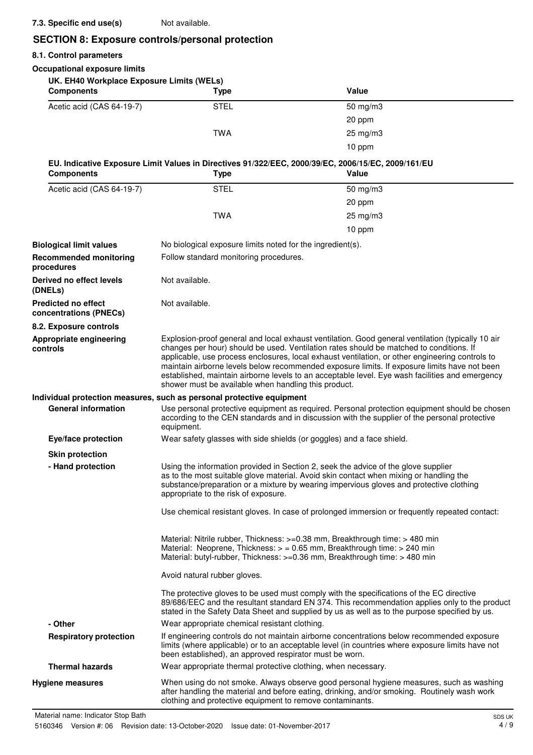**7.3. Specific end use(s)** Not available.

## SECTION 8: Exposure controls/personal protection

### 8.1. Control parameters

**Occupational exposure limits**

**UK. EH40 Workplace Exposure Limits (WELs)**

| Components | Type | Value |
|---|---|---|
| Acetic acid (CAS 64-19-7) | STEL | 50 mg/m3 |
| | | 20 ppm |
| | TWA | 25 mg/m3 |
| | | 10 ppm |

**EU. Indicative Exposure Limit Values in Directives 91/322/EEC, 2000/39/EC, 2006/15/EC, 2009/161/EU**

| Components | Type | Value |
|---|---|---|
| Acetic acid (CAS 64-19-7) | STEL | 50 mg/m3 |
| | | 20 ppm |
| | TWA | 25 mg/m3 |
| | | 10 ppm |

**Biological limit values** No biological exposure limits noted for the ingredient(s).

**Recommended monitoring procedures** Follow standard monitoring procedures.

**Derived no effect levels (DNELs)** Not available.

**Predicted no effect concentrations (PNECs)** Not available.

### 8.2. Exposure controls

**Appropriate engineering controls** Explosion-proof general and local exhaust ventilation. Good general ventilation (typically 10 air changes per hour) should be used. Ventilation rates should be matched to conditions. If applicable, use process enclosures, local exhaust ventilation, or other engineering controls to maintain airborne levels below recommended exposure limits. If exposure limits have not been established, maintain airborne levels to an acceptable level. Eye wash facilities and emergency shower must be available when handling this product.

**Individual protection measures, such as personal protective equipment**

**General information** Use personal protective equipment as required. Personal protection equipment should be chosen according to the CEN standards and in discussion with the supplier of the personal protective equipment.

**Eye/face protection** Wear safety glasses with side shields (or goggles) and a face shield.

**Skin protection**

**- Hand protection** Using the information provided in Section 2, seek the advice of the glove supplier as to the most suitable glove material. Avoid skin contact when mixing or handling the substance/preparation or a mixture by wearing impervious gloves and protective clothing appropriate to the risk of exposure.

Use chemical resistant gloves. In case of prolonged immersion or frequently repeated contact:

Material: Nitrile rubber, Thickness: >=0.38 mm, Breakthrough time: > 480 min
Material: Neoprene, Thickness: > = 0.65 mm, Breakthrough time: > 240 min
Material: butyl-rubber, Thickness: >=0.36 mm, Breakthrough time: > 480 min

Avoid natural rubber gloves.

The protective gloves to be used must comply with the specifications of the EC directive 89/686/EEC and the resultant standard EN 374. This recommendation applies only to the product stated in the Safety Data Sheet and supplied by us as well as to the purpose specified by us.

**- Other** Wear appropriate chemical resistant clothing.

**Respiratory protection** If engineering controls do not maintain airborne concentrations below recommended exposure limits (where applicable) or to an acceptable level (in countries where exposure limits have not been established), an approved respirator must be worn.

**Thermal hazards** Wear appropriate thermal protective clothing, when necessary.

**Hygiene measures** When using do not smoke. Always observe good personal hygiene measures, such as washing after handling the material and before eating, drinking, and/or smoking. Routinely wash work clothing and protective equipment to remove contaminants.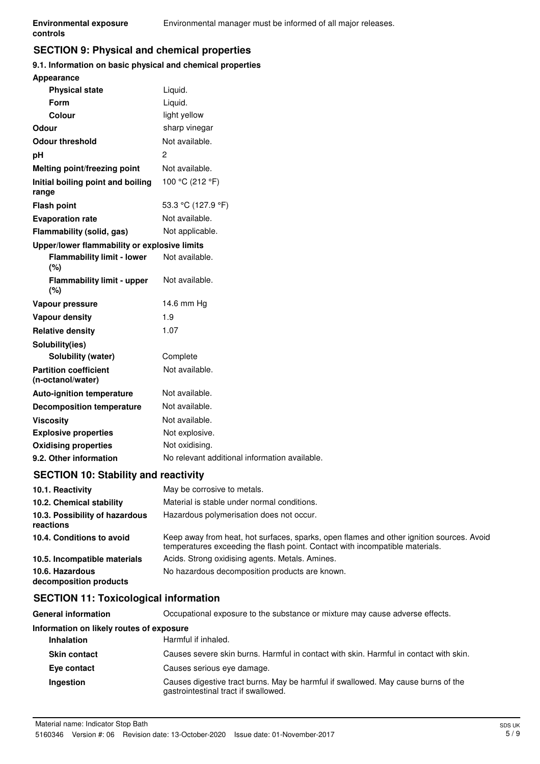| | |
|---|---|
| **Environmental exposure controls** | Environmental manager must be informed of all major releases. |

## SECTION 9: Physical and chemical properties

### 9.1. Information on basic physical and chemical properties

| | |
|---|---|
| **Appearance** | |
| **Physical state** | Liquid. |
| **Form** | Liquid. |
| **Colour** | light yellow |
| **Odour** | sharp vinegar |
| **Odour threshold** | Not available. |
| **pH** | 2 |
| **Melting point/freezing point** | Not available. |
| **Initial boiling point and boiling range** | 100 °C (212 °F) |
| **Flash point** | 53.3 °C (127.9 °F) |
| **Evaporation rate** | Not available. |
| **Flammability (solid, gas)** | Not applicable. |
| **Upper/lower flammability or explosive limits** | |
| **Flammability limit - lower (%)** | Not available. |
| **Flammability limit - upper (%)** | Not available. |
| **Vapour pressure** | 14.6 mm Hg |
| **Vapour density** | 1.9 |
| **Relative density** | 1.07 |
| **Solubility(ies)** | |
| **Solubility (water)** | Complete |
| **Partition coefficient (n-octanol/water)** | Not available. |
| **Auto-ignition temperature** | Not available. |
| **Decomposition temperature** | Not available. |
| **Viscosity** | Not available. |
| **Explosive properties** | Not explosive. |
| **Oxidising properties** | Not oxidising. |
| **9.2. Other information** | No relevant additional information available. |

## SECTION 10: Stability and reactivity

| | |
|---|---|
| **10.1. Reactivity** | May be corrosive to metals. |
| **10.2. Chemical stability** | Material is stable under normal conditions. |
| **10.3. Possibility of hazardous reactions** | Hazardous polymerisation does not occur. |
| **10.4. Conditions to avoid** | Keep away from heat, hot surfaces, sparks, open flames and other ignition sources. Avoid temperatures exceeding the flash point. Contact with incompatible materials. |
| **10.5. Incompatible materials** | Acids. Strong oxidising agents. Metals. Amines. |
| **10.6. Hazardous decomposition products** | No hazardous decomposition products are known. |

## SECTION 11: Toxicological information

| | |
|---|---|
| **General information** | Occupational exposure to the substance or mixture may cause adverse effects. |
| **Information on likely routes of exposure** | |
| **Inhalation** | Harmful if inhaled. |
| **Skin contact** | Causes severe skin burns. Harmful in contact with skin. Harmful in contact with skin. |
| **Eye contact** | Causes serious eye damage. |
| **Ingestion** | Causes digestive tract burns. May be harmful if swallowed. May cause burns of the gastrointestinal tract if swallowed. |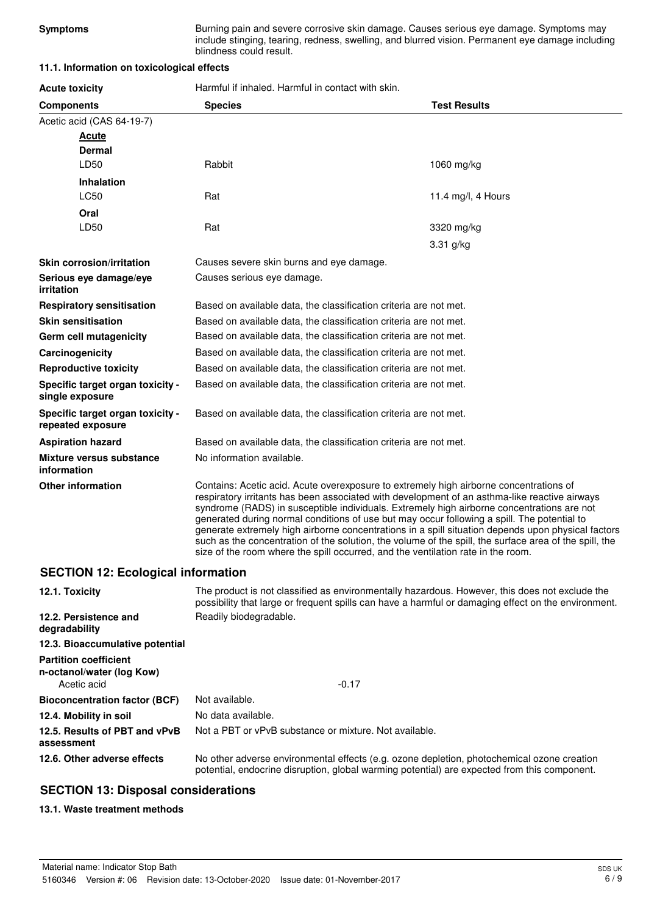**Symptoms** Burning pain and severe corrosive skin damage. Causes serious eye damage. Symptoms may include stinging, tearing, redness, swelling, and blurred vision. Permanent eye damage including blindness could result.

### 11.1. Information on toxicological effects

**Acute toxicity** Harmful if inhaled. Harmful in contact with skin.

| Components | Species | Test Results |
|---|---|---|
| Acetic acid (CAS 64-19-7) | | |
| **Acute** | | |
| **Dermal** | | |
| LD50 | Rabbit | 1060 mg/kg |
| **Inhalation** | | |
| LC50 | Rat | 11.4 mg/l, 4 Hours |
| **Oral** | | |
| LD50 | Rat | 3320 mg/kg |
| | | 3.31 g/kg |

| | |
|---|---|
| **Skin corrosion/irritation** | Causes severe skin burns and eye damage. |
| **Serious eye damage/eye irritation** | Causes serious eye damage. |
| **Respiratory sensitisation** | Based on available data, the classification criteria are not met. |
| **Skin sensitisation** | Based on available data, the classification criteria are not met. |
| **Germ cell mutagenicity** | Based on available data, the classification criteria are not met. |
| **Carcinogenicity** | Based on available data, the classification criteria are not met. |
| **Reproductive toxicity** | Based on available data, the classification criteria are not met. |
| **Specific target organ toxicity - single exposure** | Based on available data, the classification criteria are not met. |
| **Specific target organ toxicity - repeated exposure** | Based on available data, the classification criteria are not met. |
| **Aspiration hazard** | Based on available data, the classification criteria are not met. |
| **Mixture versus substance information** | No information available. |
| **Other information** | Contains: Acetic acid. Acute overexposure to extremely high airborne concentrations of respiratory irritants has been associated with development of an asthma-like reactive airways syndrome (RADS) in susceptible individuals. Extremely high airborne concentrations are not generated during normal conditions of use but may occur following a spill. The potential to generate extremely high airborne concentrations in a spill situation depends upon physical factors such as the concentration of the solution, the volume of the spill, the surface area of the spill, the size of the room where the spill occurred, and the ventilation rate in the room. |

## SECTION 12: Ecological information

| | |
|---|---|
| **12.1. Toxicity** | The product is not classified as environmentally hazardous. However, this does not exclude the possibility that large or frequent spills can have a harmful or damaging effect on the environment. |
| **12.2. Persistence and degradability** | Readily biodegradable. |
| **12.3. Bioaccumulative potential** | |
| **Partition coefficient n-octanol/water (log Kow)** | |
| Acetic acid | -0.17 |
| **Bioconcentration factor (BCF)** | Not available. |
| **12.4. Mobility in soil** | No data available. |
| **12.5. Results of PBT and vPvB assessment** | Not a PBT or vPvB substance or mixture. Not available. |
| **12.6. Other adverse effects** | No other adverse environmental effects (e.g. ozone depletion, photochemical ozone creation potential, endocrine disruption, global warming potential) are expected from this component. |

## SECTION 13: Disposal considerations

### 13.1. Waste treatment methods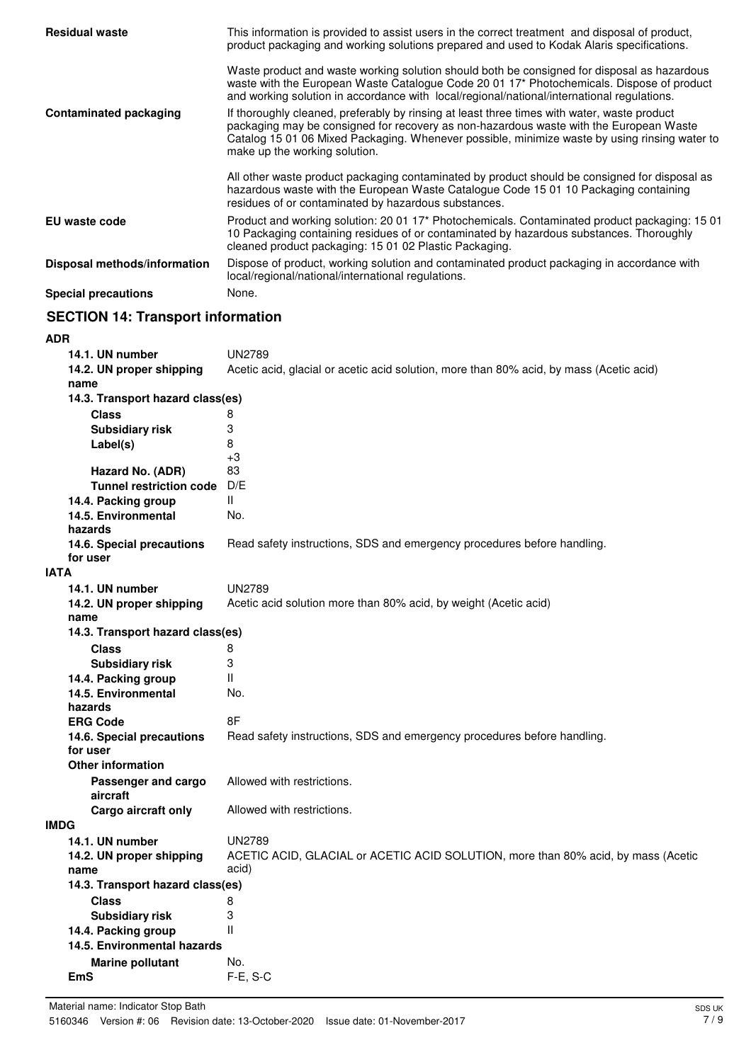| | |
|---|---|
| **Residual waste** | This information is provided to assist users in the correct treatment and disposal of product, product packaging and working solutions prepared and used to Kodak Alaris specifications. <br><br> Waste product and waste working solution should both be consigned for disposal as hazardous waste with the European Waste Catalogue Code 20 01 17* Photochemicals. Dispose of product and working solution in accordance with local/regional/national/international regulations. |
| **Contaminated packaging** | If thoroughly cleaned, preferably by rinsing at least three times with water, waste product packaging may be consigned for recovery as non-hazardous waste with the European Waste Catalog 15 01 06 Mixed Packaging. Whenever possible, minimize waste by using rinsing water to make up the working solution. <br><br> All other waste product packaging contaminated by product should be consigned for disposal as hazardous waste with the European Waste Catalogue Code 15 01 10 Packaging containing residues of or contaminated by hazardous substances. |
| **EU waste code** | Product and working solution: 20 01 17* Photochemicals. Contaminated product packaging: 15 01 10 Packaging containing residues of or contaminated by hazardous substances. Thoroughly cleaned product packaging: 15 01 02 Plastic Packaging. |
| **Disposal methods/information** | Dispose of product, working solution and contaminated product packaging in accordance with local/regional/national/international regulations. |
| **Special precautions** | None. |

## SECTION 14: Transport information

**ADR**

| | |
|---|---|
| **14.1. UN number** | UN2789 |
| **14.2. UN proper shipping name** | Acetic acid, glacial or acetic acid solution, more than 80% acid, by mass (Acetic acid) |
| **14.3. Transport hazard class(es)** | |
| **Class** | 8 |
| **Subsidiary risk** | 3 |
| **Label(s)** | 8 +3 |
| **Hazard No. (ADR)** | 83 |
| **Tunnel restriction code** | D/E |
| **14.4. Packing group** | II |
| **14.5. Environmental hazards** | No. |
| **14.6. Special precautions for user** | Read safety instructions, SDS and emergency procedures before handling. |

**IATA**

| | |
|---|---|
| **14.1. UN number** | UN2789 |
| **14.2. UN proper shipping name** | Acetic acid solution more than 80% acid, by weight (Acetic acid) |
| **14.3. Transport hazard class(es)** | |
| **Class** | 8 |
| **Subsidiary risk** | 3 |
| **14.4. Packing group** | II |
| **14.5. Environmental hazards** | No. |
| **ERG Code** | 8F |
| **14.6. Special precautions for user** | Read safety instructions, SDS and emergency procedures before handling. |
| **Other information** | |
| **Passenger and cargo aircraft** | Allowed with restrictions. |
| **Cargo aircraft only** | Allowed with restrictions. |

**IMDG**

| | |
|---|---|
| **14.1. UN number** | UN2789 |
| **14.2. UN proper shipping name** | ACETIC ACID, GLACIAL or ACETIC ACID SOLUTION, more than 80% acid, by mass (Acetic acid) |
| **14.3. Transport hazard class(es)** | |
| **Class** | 8 |
| **Subsidiary risk** | 3 |
| **14.4. Packing group** | II |
| **14.5. Environmental hazards** | |
| **Marine pollutant** | No. |
| **EmS** | F-E, S-C |

Material name: Indicator Stop Bath
5160346 Version #: 06 Revision date: 13-October-2020 Issue date: 01-November-2017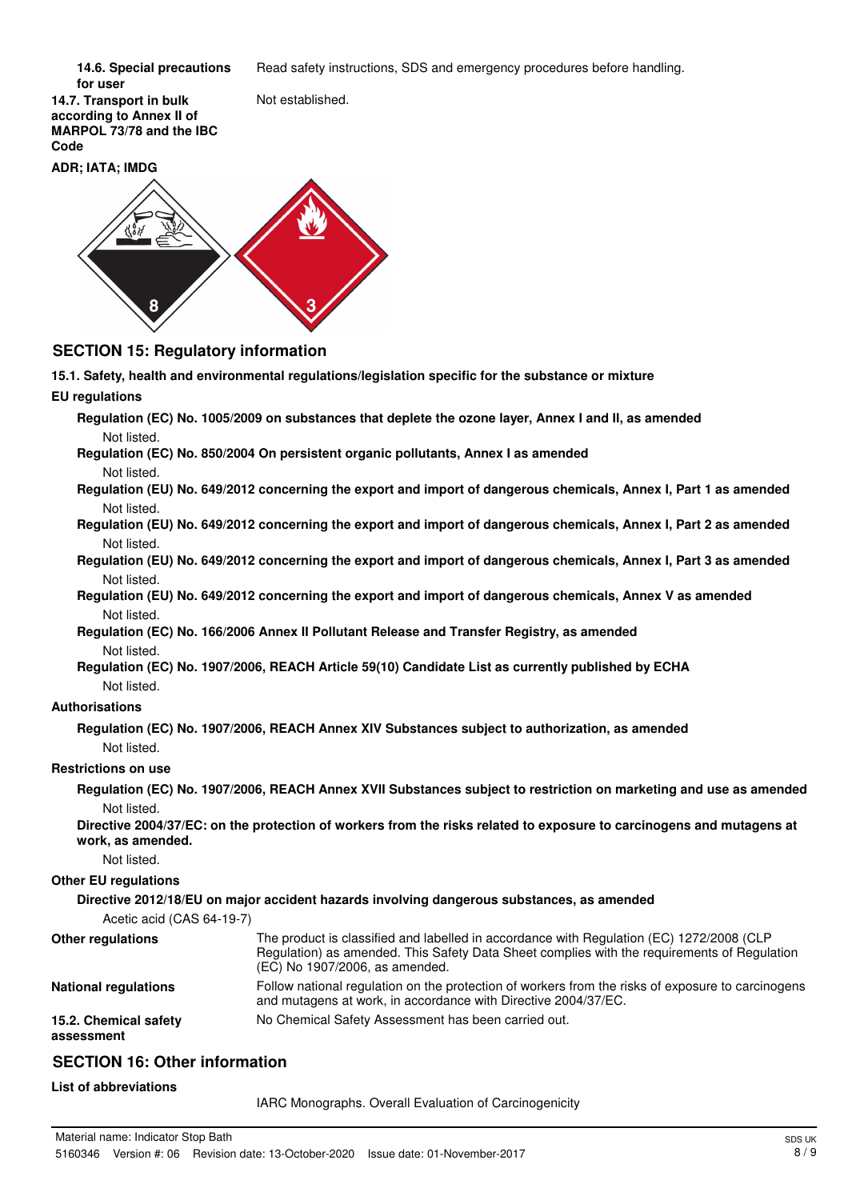**14.6. Special precautions for user**

Read safety instructions, SDS and emergency procedures before handling.

**14.7. Transport in bulk according to Annex II of MARPOL 73/78 and the IBC Code**

Not established.

**ADR; IATA; IMDG**

8

3

## SECTION 15: Regulatory information

**15.1. Safety, health and environmental regulations/legislation specific for the substance or mixture**

**EU regulations**

**Regulation (EC) No. 1005/2009 on substances that deplete the ozone layer, Annex I and II, as amended**

Not listed.

**Regulation (EC) No. 850/2004 On persistent organic pollutants, Annex I as amended**

Not listed.

**Regulation (EU) No. 649/2012 concerning the export and import of dangerous chemicals, Annex I, Part 1 as amended**

Not listed.

**Regulation (EU) No. 649/2012 concerning the export and import of dangerous chemicals, Annex I, Part 2 as amended**

Not listed.

**Regulation (EU) No. 649/2012 concerning the export and import of dangerous chemicals, Annex I, Part 3 as amended**

Not listed.

**Regulation (EU) No. 649/2012 concerning the export and import of dangerous chemicals, Annex V as amended**

Not listed.

**Regulation (EC) No. 166/2006 Annex II Pollutant Release and Transfer Registry, as amended**

Not listed.

**Regulation (EC) No. 1907/2006, REACH Article 59(10) Candidate List as currently published by ECHA**

Not listed.

**Authorisations**

**Regulation (EC) No. 1907/2006, REACH Annex XIV Substances subject to authorization, as amended**

Not listed.

**Restrictions on use**

**Regulation (EC) No. 1907/2006, REACH Annex XVII Substances subject to restriction on marketing and use as amended**

Not listed.

**Directive 2004/37/EC: on the protection of workers from the risks related to exposure to carcinogens and mutagens at work, as amended.**

Not listed.

**Other EU regulations**

**Directive 2012/18/EU on major accident hazards involving dangerous substances, as amended**

Acetic acid (CAS 64-19-7)

**Other regulations**

The product is classified and labelled in accordance with Regulation (EC) 1272/2008 (CLP Regulation) as amended. This Safety Data Sheet complies with the requirements of Regulation (EC) No 1907/2006, as amended.

**National regulations**

Follow national regulation on the protection of workers from the risks of exposure to carcinogens and mutagens at work, in accordance with Directive 2004/37/EC.

**15.2. Chemical safety assessment**

No Chemical Safety Assessment has been carried out.

## SECTION 16: Other information

**List of abbreviations**

IARC Monographs. Overall Evaluation of Carcinogenicity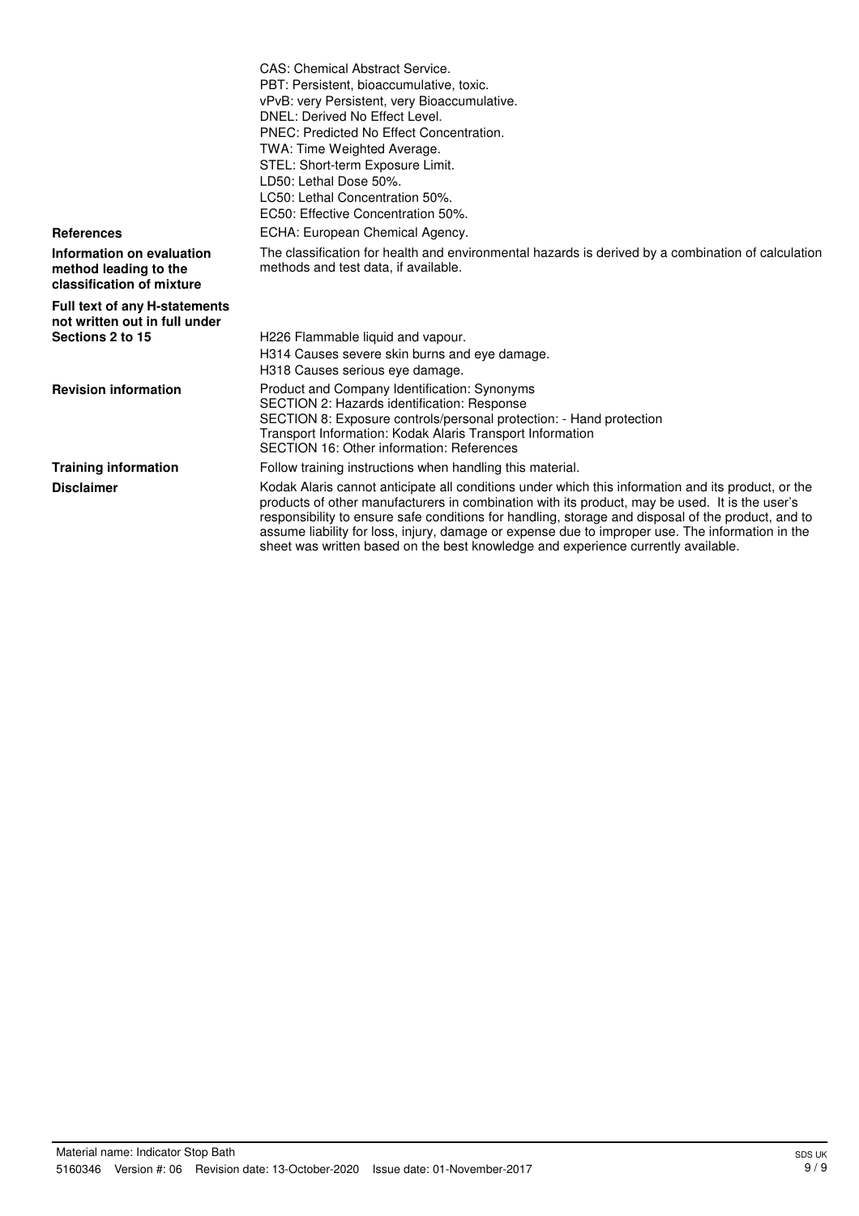CAS: Chemical Abstract Service.
PBT: Persistent, bioaccumulative, toxic.
vPvB: very Persistent, very Bioaccumulative.
DNEL: Derived No Effect Level.
PNEC: Predicted No Effect Concentration.
TWA: Time Weighted Average.
STEL: Short-term Exposure Limit.
LD50: Lethal Dose 50%.
LC50: Lethal Concentration 50%.
EC50: Effective Concentration 50%.

**References**

ECHA: European Chemical Agency.

**Information on evaluation method leading to the classification of mixture**

The classification for health and environmental hazards is derived by a combination of calculation methods and test data, if available.

**Full text of any H-statements not written out in full under Sections 2 to 15**

H226 Flammable liquid and vapour.
H314 Causes severe skin burns and eye damage.
H318 Causes serious eye damage.

**Revision information**

Product and Company Identification: Synonyms
SECTION 2: Hazards identification: Response
SECTION 8: Exposure controls/personal protection: - Hand protection
Transport Information: Kodak Alaris Transport Information
SECTION 16: Other information: References

**Training information**

Follow training instructions when handling this material.

**Disclaimer**

Kodak Alaris cannot anticipate all conditions under which this information and its product, or the products of other manufacturers in combination with its product, may be used. It is the user's responsibility to ensure safe conditions for handling, storage and disposal of the product, and to assume liability for loss, injury, damage or expense due to improper use. The information in the sheet was written based on the best knowledge and experience currently available.